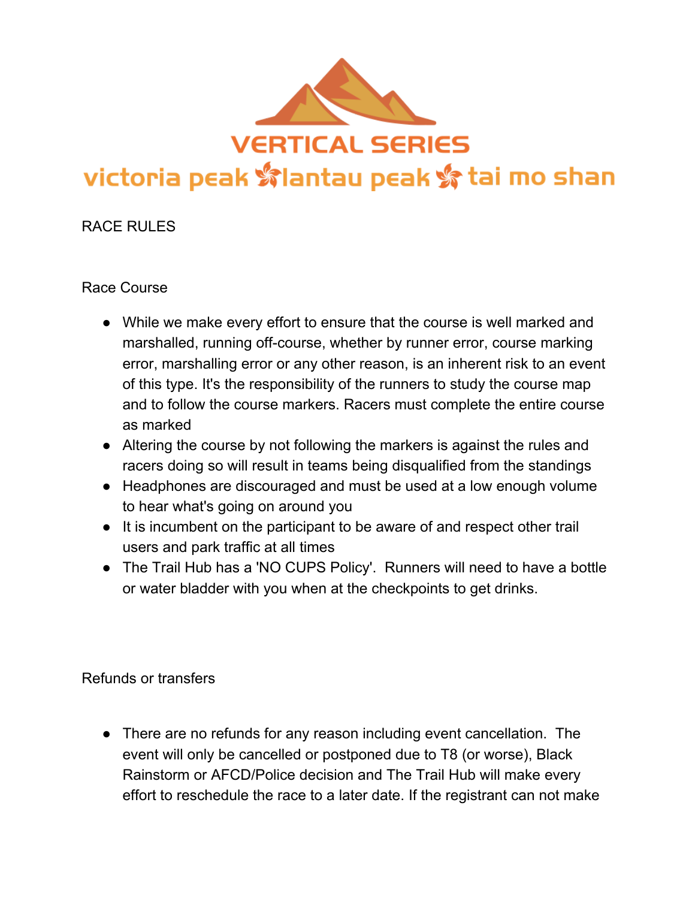# VERTICAL SERIES

## victoria peak lantau peak tai mo shan

RACE RULES

### Race Course

- While we make every effort to ensure that the course is well marked and marshalled, running off-course, whether by runner error, course marking error, marshalling error or any other reason, is an inherent risk to an event of this type. It's the responsibility of the runners to study the course map and to follow the course markers. Racers must complete the entire course as marked
- Altering the course by not following the markers is against the rules and racers doing so will result in teams being disqualified from the standings
- Headphones are discouraged and must be used at a low enough volume to hear what's going on around you
- It is incumbent on the participant to be aware of and respect other trail users and park traffic at all times
- The Trail Hub has a 'NO CUPS Policy'. Runners will need to have a bottle or water bladder with you when at the checkpoints to get drinks.

### Refunds or transfers

- There are no refunds for any reason including event cancellation. The event will only be cancelled or postponed due to T8 (or worse), Black Rainstorm or AFCD/Police decision and The Trail Hub will make every effort to reschedule the race to a later date. If the registrant can not make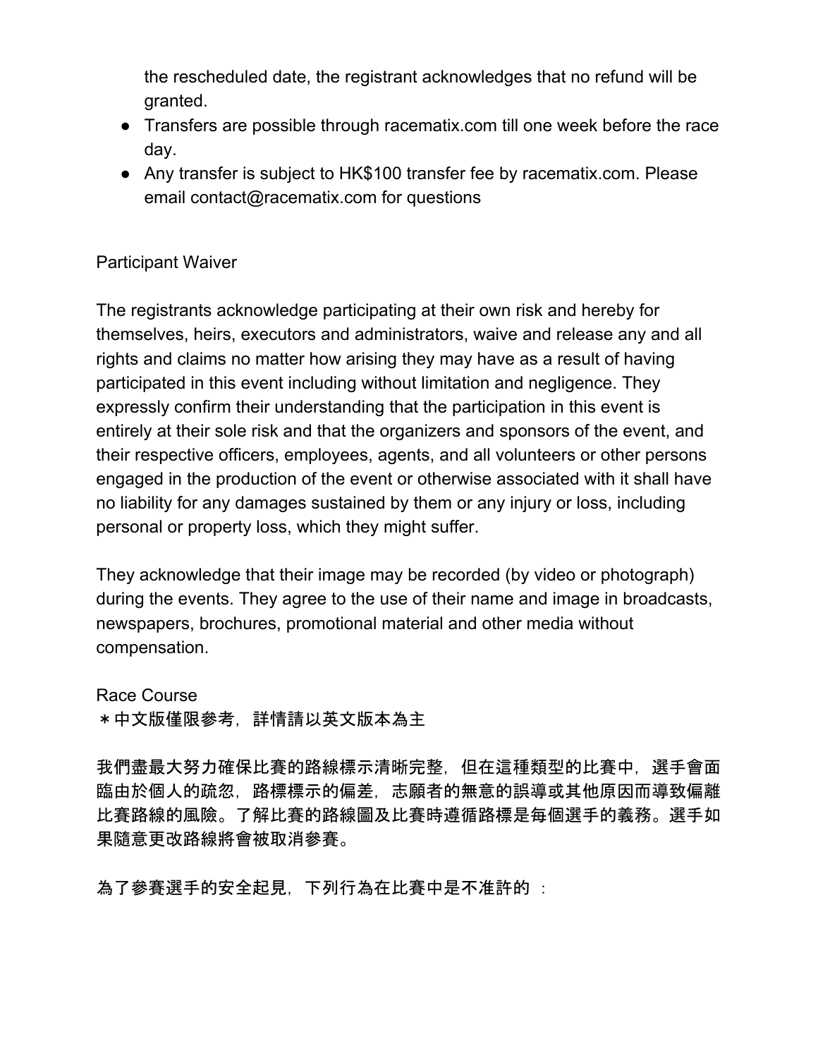the rescheduled date, the registrant acknowledges that no refund will be granted.
- Transfers are possible through racematix.com till one week before the race day.
- Any transfer is subject to HK$100 transfer fee by racematix.com. Please email contact@racematix.com for questions

Participant Waiver

The registrants acknowledge participating at their own risk and hereby for themselves, heirs, executors and administrators, waive and release any and all rights and claims no matter how arising they may have as a result of having participated in this event including without limitation and negligence. They expressly confirm their understanding that the participation in this event is entirely at their sole risk and that the organizers and sponsors of the event, and their respective officers, employees, agents, and all volunteers or other persons engaged in the production of the event or otherwise associated with it shall have no liability for any damages sustained by them or any injury or loss, including personal or property loss, which they might suffer.

They acknowledge that their image may be recorded (by video or photograph) during the events. They agree to the use of their name and image in broadcasts, newspapers, brochures, promotional material and other media without compensation.

Race Course
＊中文版僅限參考，詳情請以英文版本為主

我們盡最大努力確保比賽的路線標示清晰完整，但在這種類型的比賽中，選手會面臨由於個人的疏忽，路標標示的偏差，志願者的無意的誤導或其他原因而導致偏離比賽路線的風險。了解比賽的路線圖及比賽時遵循路標是每個選手的義務。選手如果隨意更改路線將會被取消參賽。

為了參賽選手的安全起見，下列行為在比賽中是不准許的 ：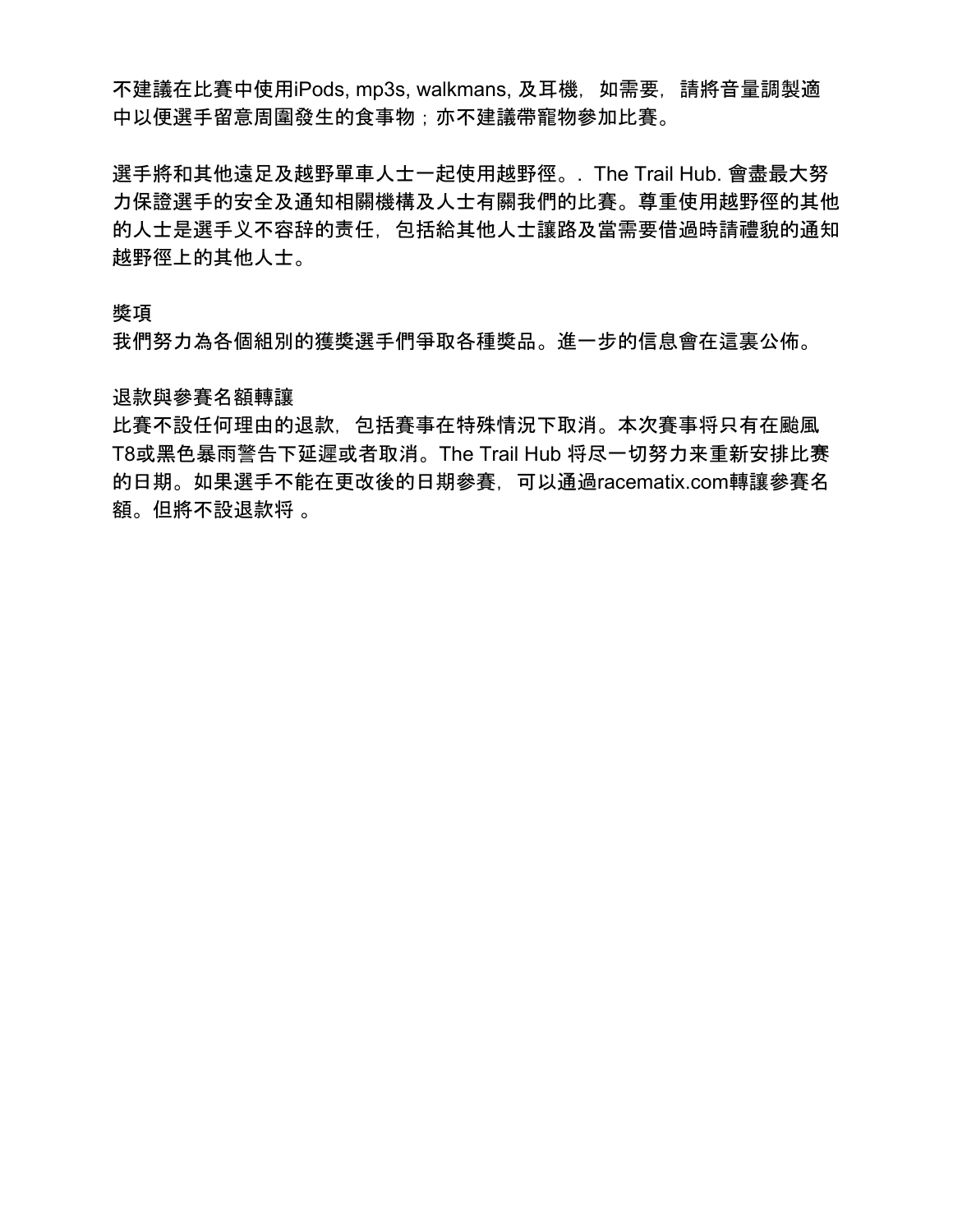不建議在比賽中使用iPods, mp3s, walkmans, 及耳機，如需要，請將音量調製適中以便選手留意周圍發生的食事物；亦不建議帶寵物參加比賽。

選手將和其他遠足及越野單車人士一起使用越野徑。. The Trail Hub. 會盡最大努力保證選手的安全及通知相關機構及人士有關我們的比賽。尊重使用越野徑的其他的人士是選手义不容辞的责任，包括給其他人士讓路及當需要借過時請禮貌的通知越野徑上的其他人士。

## 獎項

我們努力為各個組別的獲獎選手們爭取各種獎品。進一步的信息會在這裏公佈。

## 退款與參賽名額轉讓

比賽不設任何理由的退款，包括賽事在特殊情況下取消。本次賽事将只有在颱風T8或黑色暴雨警告下延遲或者取消。The Trail Hub 将尽一切努力来重新安排比赛的日期。如果選手不能在更改後的日期參賽，可以通過racematix.com轉讓參賽名額。但將不設退款将 。